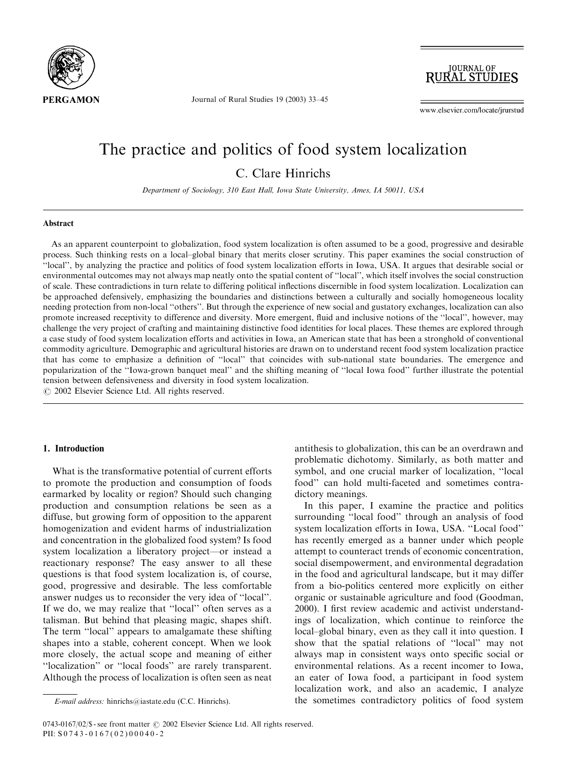# The practice and politics of food system localization

C. Clare Hinrichs

*Department of Sociology, 310 East Hall, Iowa State University, Ames, IA 50011, USA*

## Abstract

As an apparent counterpoint to globalization, food system localization is often assumed to be a good, progressive and desirable process. Such thinking rests on a local–global binary that merits closer scrutiny. This paper examines the social construction of "local", by analyzing the practice and politics of food system localization efforts in Iowa, USA. It argues that desirable social or environmental outcomes may not always map neatly onto the spatial content of "local", which itself involves the social construction of scale. These contradictions in turn relate to differing political inflections discernible in food system localization. Localization can be approached defensively, emphasizing the boundaries and distinctions between a culturally and socially homogeneous locality needing protection from non-local "others". But through the experience of new social and gustatory exchanges, localization can also promote increased receptivity to difference and diversity. More emergent, fluid and inclusive notions of the "local", however, may challenge the very project of crafting and maintaining distinctive food identities for local places. These themes are explored through a case study of food system localization efforts and activities in Iowa, an American state that has been a stronghold of conventional commodity agriculture. Demographic and agricultural histories are drawn on to understand recent food system localization practice that has come to emphasize a definition of "local" that coincides with sub-national state boundaries. The emergence and popularization of the "Iowa-grown banquet meal" and the shifting meaning of "local Iowa food" further illustrate the potential tension between defensiveness and diversity in food system localization.

© 2002 Elsevier Science Ltd. All rights reserved.

## 1. Introduction

What is the transformative potential of current efforts to promote the production and consumption of foods earmarked by locality or region? Should such changing production and consumption relations be seen as a diffuse, but growing form of opposition to the apparent homogenization and evident harms of industrialization and concentration in the globalized food system? Is food system localization a liberatory project—or instead a reactionary response? The easy answer to all these questions is that food system localization is, of course, good, progressive and desirable. The less comfortable answer nudges us to reconsider the very idea of "local". If we do, we may realize that "local" often serves as a talisman. But behind that pleasing magic, shapes shift. The term "local" appears to amalgamate these shifting shapes into a stable, coherent concept. When we look more closely, the actual scope and meaning of either "localization" or "local foods" are rarely transparent. Although the process of localization is often seen as neat antithesis to globalization, this can be an overdrawn and problematic dichotomy. Similarly, as both matter and symbol, and one crucial marker of localization, "local food" can hold multi-faceted and sometimes contradictory meanings.

In this paper, I examine the practice and politics surrounding "local food" through an analysis of food system localization efforts in Iowa, USA. "Local food" has recently emerged as a banner under which people attempt to counteract trends of economic concentration, social disempowerment, and environmental degradation in the food and agricultural landscape, but it may differ from a bio-politics centered more explicitly on either organic or sustainable agriculture and food (Goodman, 2000). I first review academic and activist understandings of localization, which continue to reinforce the local–global binary, even as they call it into question. I show that the spatial relations of "local" may not always map in consistent ways onto specific social or environmental relations. As a recent incomer to Iowa, an eater of Iowa food, a participant in food system localization work, and also an academic, I analyze the sometimes contradictory politics of food system

*E-mail address:* hinrichs@iastate.edu (C.C. Hinrichs).

0743-0167/02/$ - see front matter © 2002 Elsevier Science Ltd. All rights reserved.
PII: S0743-0167(02)00040-2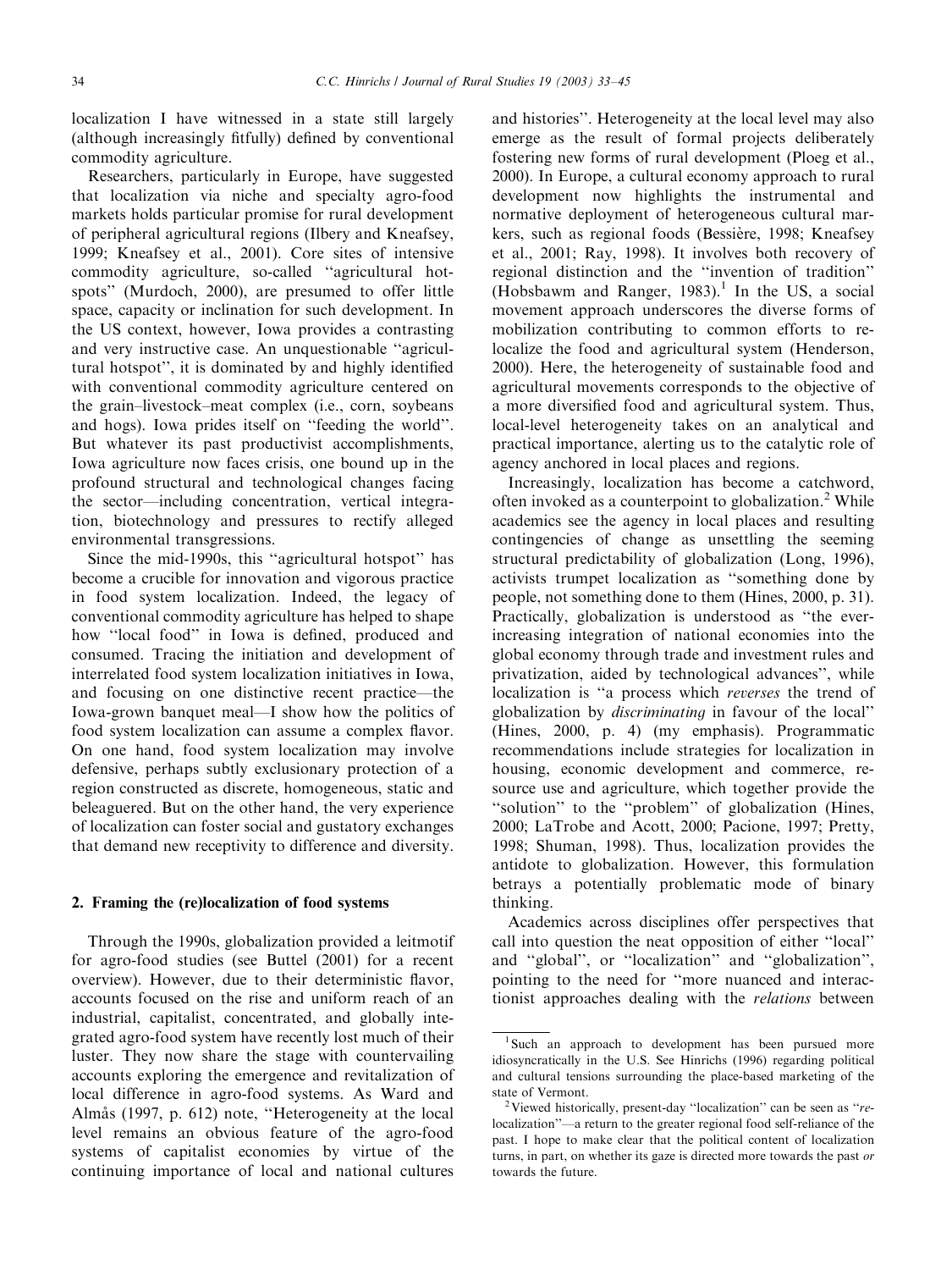localization I have witnessed in a state still largely (although increasingly fitfully) defined by conventional commodity agriculture.

Researchers, particularly in Europe, have suggested that localization via niche and specialty agro-food markets holds particular promise for rural development of peripheral agricultural regions (Ilbery and Kneafsey, 1999; Kneafsey et al., 2001). Core sites of intensive commodity agriculture, so-called "agricultural hotspots" (Murdoch, 2000), are presumed to offer little space, capacity or inclination for such development. In the US context, however, Iowa provides a contrasting and very instructive case. An unquestionable "agricultural hotspot", it is dominated by and highly identified with conventional commodity agriculture centered on the grain–livestock–meat complex (i.e., corn, soybeans and hogs). Iowa prides itself on "feeding the world". But whatever its past productivist accomplishments, Iowa agriculture now faces crisis, one bound up in the profound structural and technological changes facing the sector—including concentration, vertical integration, biotechnology and pressures to rectify alleged environmental transgressions.

Since the mid-1990s, this "agricultural hotspot" has become a crucible for innovation and vigorous practice in food system localization. Indeed, the legacy of conventional commodity agriculture has helped to shape how "local food" in Iowa is defined, produced and consumed. Tracing the initiation and development of interrelated food system localization initiatives in Iowa, and focusing on one distinctive recent practice—the Iowa-grown banquet meal—I show how the politics of food system localization can assume a complex flavor. On one hand, food system localization may involve defensive, perhaps subtly exclusionary protection of a region constructed as discrete, homogeneous, static and beleaguered. But on the other hand, the very experience of localization can foster social and gustatory exchanges that demand new receptivity to difference and diversity.

## 2. Framing the (re)localization of food systems

Through the 1990s, globalization provided a leitmotif for agro-food studies (see Buttel (2001) for a recent overview). However, due to their deterministic flavor, accounts focused on the rise and uniform reach of an industrial, capitalist, concentrated, and globally integrated agro-food system have recently lost much of their luster. They now share the stage with countervailing accounts exploring the emergence and revitalization of local difference in agro-food systems. As Ward and Almås (1997, p. 612) note, "Heterogeneity at the local level remains an obvious feature of the agro-food systems of capitalist economies by virtue of the continuing importance of local and national cultures and histories". Heterogeneity at the local level may also emerge as the result of formal projects deliberately fostering new forms of rural development (Ploeg et al., 2000). In Europe, a cultural economy approach to rural development now highlights the instrumental and normative deployment of heterogeneous cultural markers, such as regional foods (Bessière, 1998; Kneafsey et al., 2001; Ray, 1998). It involves both recovery of regional distinction and the "invention of tradition" (Hobsbawm and Ranger, 1983).[1] In the US, a social movement approach underscores the diverse forms of mobilization contributing to common efforts to re-localize the food and agricultural system (Henderson, 2000). Here, the heterogeneity of sustainable food and agricultural movements corresponds to the objective of a more diversified food and agricultural system. Thus, local-level heterogeneity takes on an analytical and practical importance, alerting us to the catalytic role of agency anchored in local places and regions.

Increasingly, localization has become a catchword, often invoked as a counterpoint to globalization.[2] While academics see the agency in local places and resulting contingencies of change as unsettling the seeming structural predictability of globalization (Long, 1996), activists trumpet localization as "something done by people, not something done to them (Hines, 2000, p. 31). Practically, globalization is understood as "the ever-increasing integration of national economies into the global economy through trade and investment rules and privatization, aided by technological advances", while localization is "a process which *reverses* the trend of globalization by *discriminating* in favour of the local" (Hines, 2000, p. 4) (my emphasis). Programmatic recommendations include strategies for localization in housing, economic development and commerce, resource use and agriculture, which together provide the "solution" to the "problem" of globalization (Hines, 2000; LaTrobe and Acott, 2000; Pacione, 1997; Pretty, 1998; Shuman, 1998). Thus, localization provides the antidote to globalization. However, this formulation betrays a potentially problematic mode of binary thinking.

Academics across disciplines offer perspectives that call into question the neat opposition of either "local" and "global", or "localization" and "globalization", pointing to the need for "more nuanced and interactionist approaches dealing with the *relations* between

---

[1] Such an approach to development has been pursued more idiosyncratically in the U.S. See Hinrichs (1996) regarding political and cultural tensions surrounding the place-based marketing of the state of Vermont.

[2] Viewed historically, present-day "localization" can be seen as "*re*-localization"—a return to the greater regional food self-reliance of the past. I hope to make clear that the political content of localization turns, in part, on whether its gaze is directed more towards the past *or* towards the future.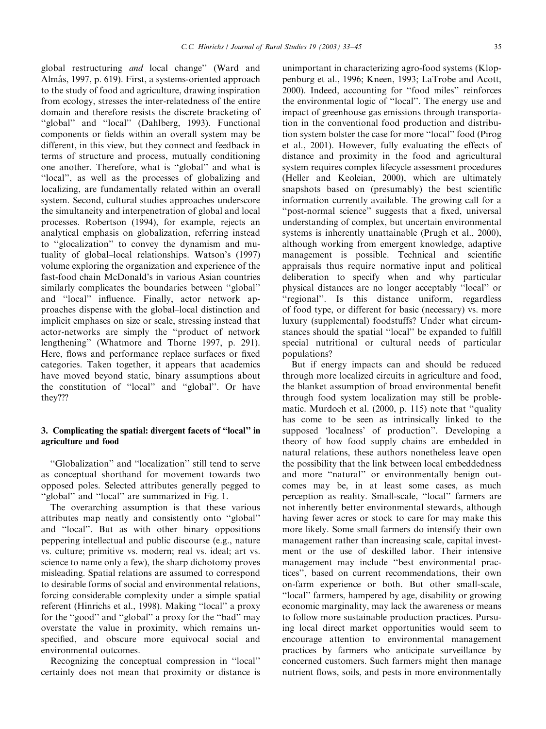global restructuring *and* local change'' (Ward and Almås, 1997, p. 619). First, a systems-oriented approach to the study of food and agriculture, drawing inspiration from ecology, stresses the inter-relatedness of the entire domain and therefore resists the discrete bracketing of ''global'' and ''local'' (Dahlberg, 1993). Functional components or fields within an overall system may be different, in this view, but they connect and feedback in terms of structure and process, mutually conditioning one another. Therefore, what is ''global'' and what is ''local'', as well as the processes of globalizing and localizing, are fundamentally related within an overall system. Second, cultural studies approaches underscore the simultaneity and interpenetration of global and local processes. Robertson (1994), for example, rejects an analytical emphasis on globalization, referring instead to ''glocalization'' to convey the dynamism and mutuality of global–local relationships. Watson's (1997) volume exploring the organization and experience of the fast-food chain McDonald's in various Asian countries similarly complicates the boundaries between ''global'' and ''local'' influence. Finally, actor network approaches dispense with the global–local distinction and implicit emphases on size or scale, stressing instead that actor-networks are simply the ''product of network lengthening'' (Whatmore and Thorne 1997, p. 291). Here, flows and performance replace surfaces or fixed categories. Taken together, it appears that academics have moved beyond static, binary assumptions about the constitution of ''local'' and ''global''. Or have they???

## 3. Complicating the spatial: divergent facets of ''local'' in agriculture and food

''Globalization'' and ''localization'' still tend to serve as conceptual shorthand for movement towards two opposed poles. Selected attributes generally pegged to ''global'' and ''local'' are summarized in Fig. 1.

The overarching assumption is that these various attributes map neatly and consistently onto ''global'' and ''local''. But as with other binary oppositions peppering intellectual and public discourse (e.g., nature vs. culture; primitive vs. modern; real vs. ideal; art vs. science to name only a few), the sharp dichotomy proves misleading. Spatial relations are assumed to correspond to desirable forms of social and environmental relations, forcing considerable complexity under a simple spatial referent (Hinrichs et al., 1998). Making ''local'' a proxy for the ''good'' and ''global'' a proxy for the ''bad'' may overstate the value in proximity, which remains unspecified, and obscure more equivocal social and environmental outcomes.

Recognizing the conceptual compression in ''local'' certainly does not mean that proximity or distance is unimportant in characterizing agro-food systems (Kloppenburg et al., 1996; Kneen, 1993; LaTrobe and Acott, 2000). Indeed, accounting for ''food miles'' reinforces the environmental logic of ''local''. The energy use and impact of greenhouse gas emissions through transportation in the conventional food production and distribution system bolster the case for more ''local'' food (Pirog et al., 2001). However, fully evaluating the effects of distance and proximity in the food and agricultural system requires complex lifecycle assessment procedures (Heller and Keoleian, 2000), which are ultimately snapshots based on (presumably) the best scientific information currently available. The growing call for a ''post-normal science'' suggests that a fixed, universal understanding of complex, but uncertain environmental systems is inherently unattainable (Prugh et al., 2000), although working from emergent knowledge, adaptive management is possible. Technical and scientific appraisals thus require normative input and political deliberation to specify when and why particular physical distances are no longer acceptably ''local'' or ''regional''. Is this distance uniform, regardless of food type, or different for basic (necessary) vs. more luxury (supplemental) foodstuffs? Under what circumstances should the spatial ''local'' be expanded to fulfill special nutritional or cultural needs of particular populations?

But if energy impacts can and should be reduced through more localized circuits in agriculture and food, the blanket assumption of broad environmental benefit through food system localization may still be problematic. Murdoch et al. (2000, p. 115) note that ''quality has come to be seen as intrinsically linked to the supposed 'localness' of production''. Developing a theory of how food supply chains are embedded in natural relations, these authors nonetheless leave open the possibility that the link between local embeddedness and more ''natural'' or environmentally benign outcomes may be, in at least some cases, as much perception as reality. Small-scale, ''local'' farmers are not inherently better environmental stewards, although having fewer acres or stock to care for may make this more likely. Some small farmers do intensify their own management rather than increasing scale, capital investment or the use of deskilled labor. Their intensive management may include ''best environmental practices'', based on current recommendations, their own on-farm experience or both. But other small-scale, ''local'' farmers, hampered by age, disability or growing economic marginality, may lack the awareness or means to follow more sustainable production practices. Pursuing local direct market opportunities would seem to encourage attention to environmental management practices by farmers who anticipate surveillance by concerned customers. Such farmers might then manage nutrient flows, soils, and pests in more environmentally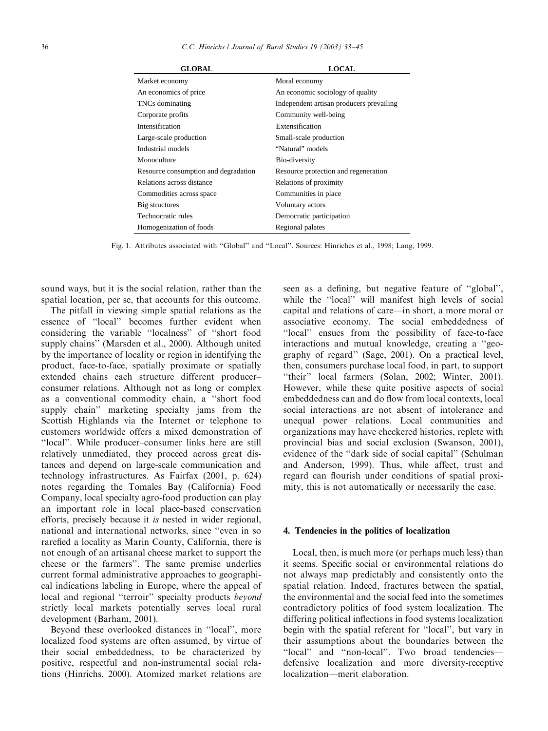| GLOBAL | LOCAL |
|---|---|
| Market economy | Moral economy |
| An economics of price | An economic sociology of quality |
| TNCs dominating | Independent artisan producers prevailing |
| Corporate profits | Community well-being |
| Intensification | Extensification |
| Large-scale production | Small-scale production |
| Industrial models | "Natural" models |
| Monoculture | Bio-diversity |
| Resource consumption and degradation | Resource protection and regeneration |
| Relations across distance | Relations of proximity |
| Commodities across space | Communities in place |
| Big structures | Voluntary actors |
| Technocratic rules | Democratic participation |
| Homogenization of foods | Regional palates |

Fig. 1. Attributes associated with "Global" and "Local". Sources: Hinriches et al., 1998; Lang, 1999.

sound ways, but it is the social relation, rather than the spatial location, per se, that accounts for this outcome.

The pitfall in viewing simple spatial relations as the essence of "local" becomes further evident when considering the variable "localness" of "short food supply chains" (Marsden et al., 2000). Although united by the importance of locality or region in identifying the product, face-to-face, spatially proximate or spatially extended chains each structure different producer–consumer relations. Although not as long or complex as a conventional commodity chain, a "short food supply chain" marketing specialty jams from the Scottish Highlands via the Internet or telephone to customers worldwide offers a mixed demonstration of "local". While producer–consumer links here are still relatively unmediated, they proceed across great distances and depend on large-scale communication and technology infrastructures. As Fairfax (2001, p. 624) notes regarding the Tomales Bay (California) Food Company, local specialty agro-food production can play an important role in local place-based conservation efforts, precisely because it *is* nested in wider regional, national and international networks, since "even in so rarefied a locality as Marin County, California, there is not enough of an artisanal cheese market to support the cheese or the farmers". The same premise underlies current formal administrative approaches to geographical indications labeling in Europe, where the appeal of local and regional "terroir" specialty products *beyond* strictly local markets potentially serves local rural development (Barham, 2001).

Beyond these overlooked distances in "local", more localized food systems are often assumed, by virtue of their social embeddedness, to be characterized by positive, respectful and non-instrumental social relations (Hinrichs, 2000). Atomized market relations are seen as a defining, but negative feature of "global", while the "local" will manifest high levels of social capital and relations of care—in short, a more moral or associative economy. The social embeddedness of "local" ensues from the possibility of face-to-face interactions and mutual knowledge, creating a "geography of regard" (Sage, 2001). On a practical level, then, consumers purchase local food, in part, to support "their" local farmers (Solan, 2002; Winter, 2001). However, while these quite positive aspects of social embeddedness can and do flow from local contexts, local social interactions are not absent of intolerance and unequal power relations. Local communities and organizations may have checkered histories, replete with provincial bias and social exclusion (Swanson, 2001), evidence of the "dark side of social capital" (Schulman and Anderson, 1999). Thus, while affect, trust and regard can flourish under conditions of spatial proximity, this is not automatically or necessarily the case.

## 4. Tendencies in the politics of localization

Local, then, is much more (or perhaps much less) than it seems. Specific social or environmental relations do not always map predictably and consistently onto the spatial relation. Indeed, fractures between the spatial, the environmental and the social feed into the sometimes contradictory politics of food system localization. The differing political inflections in food systems localization begin with the spatial referent for "local", but vary in their assumptions about the boundaries between the "local" and "non-local". Two broad tendencies—defensive localization and more diversity-receptive localization—merit elaboration.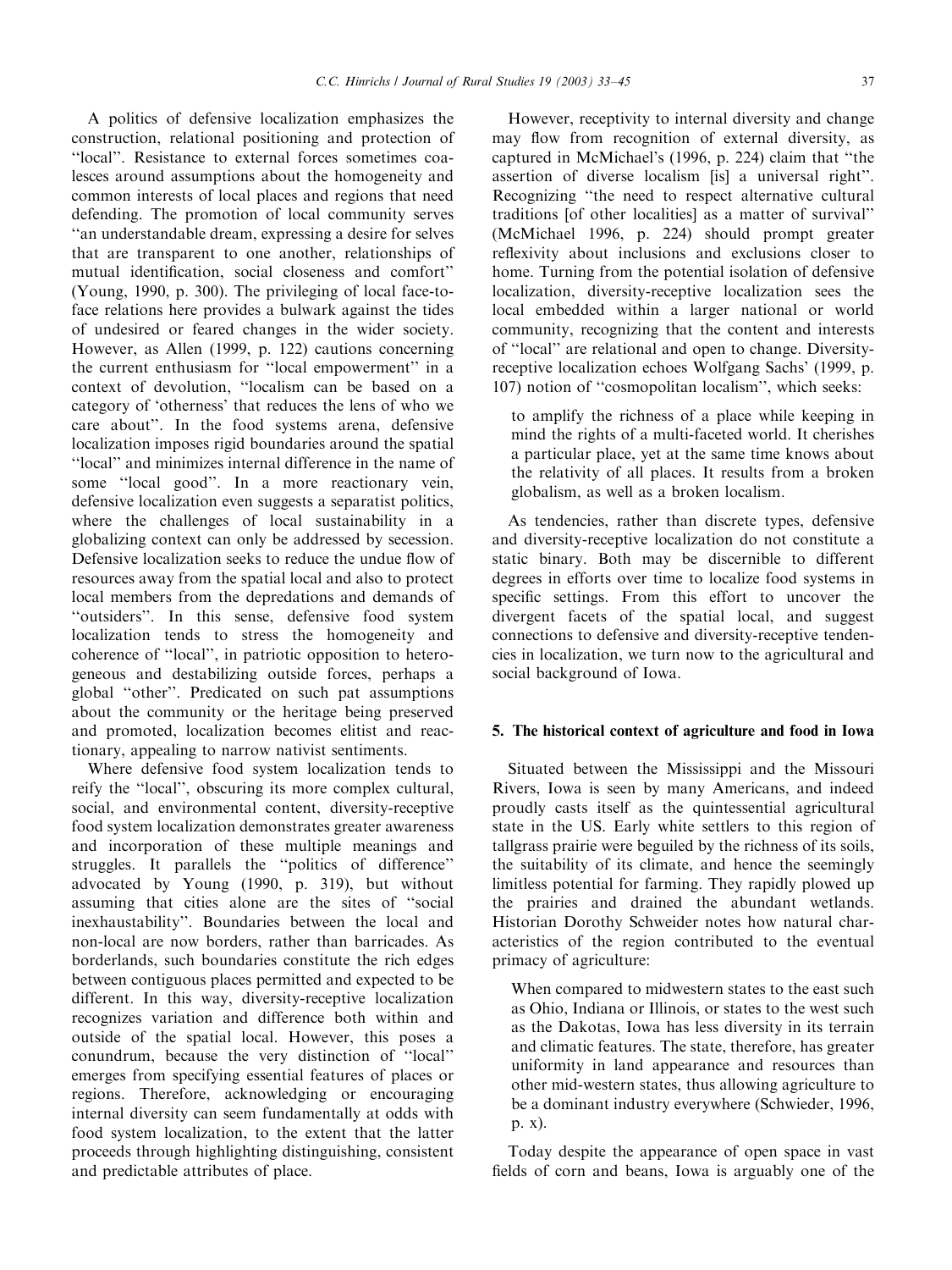A politics of defensive localization emphasizes the construction, relational positioning and protection of "local". Resistance to external forces sometimes coalesces around assumptions about the homogeneity and common interests of local places and regions that need defending. The promotion of local community serves "an understandable dream, expressing a desire for selves that are transparent to one another, relationships of mutual identification, social closeness and comfort" (Young, 1990, p. 300). The privileging of local face-to-face relations here provides a bulwark against the tides of undesired or feared changes in the wider society. However, as Allen (1999, p. 122) cautions concerning the current enthusiasm for "local empowerment" in a context of devolution, "localism can be based on a category of 'otherness' that reduces the lens of who we care about". In the food systems arena, defensive localization imposes rigid boundaries around the spatial "local" and minimizes internal difference in the name of some "local good". In a more reactionary vein, defensive localization even suggests a separatist politics, where the challenges of local sustainability in a globalizing context can only be addressed by secession. Defensive localization seeks to reduce the undue flow of resources away from the spatial local and also to protect local members from the depredations and demands of "outsiders". In this sense, defensive food system localization tends to stress the homogeneity and coherence of "local", in patriotic opposition to heterogeneous and destabilizing outside forces, perhaps a global "other". Predicated on such pat assumptions about the community or the heritage being preserved and promoted, localization becomes elitist and reactionary, appealing to narrow nativist sentiments.

Where defensive food system localization tends to reify the "local", obscuring its more complex cultural, social, and environmental content, diversity-receptive food system localization demonstrates greater awareness and incorporation of these multiple meanings and struggles. It parallels the "politics of difference" advocated by Young (1990, p. 319), but without assuming that cities alone are the sites of "social inexhaustibility". Boundaries between the local and non-local are now borders, rather than barricades. As borderlands, such boundaries constitute the rich edges between contiguous places permitted and expected to be different. In this way, diversity-receptive localization recognizes variation and difference both within and outside of the spatial local. However, this poses a conundrum, because the very distinction of "local" emerges from specifying essential features of places or regions. Therefore, acknowledging or encouraging internal diversity can seem fundamentally at odds with food system localization, to the extent that the latter proceeds through highlighting distinguishing, consistent and predictable attributes of place.

However, receptivity to internal diversity and change may flow from recognition of external diversity, as captured in McMichael's (1996, p. 224) claim that "the assertion of diverse localism [is] a universal right". Recognizing "the need to respect alternative cultural traditions [of other localities] as a matter of survival" (McMichael 1996, p. 224) should prompt greater reflexivity about inclusions and exclusions closer to home. Turning from the potential isolation of defensive localization, diversity-receptive localization sees the local embedded within a larger national or world community, recognizing that the content and interests of "local" are relational and open to change. Diversity-receptive localization echoes Wolfgang Sachs' (1999, p. 107) notion of "cosmopolitan localism", which seeks:

> to amplify the richness of a place while keeping in mind the rights of a multi-faceted world. It cherishes a particular place, yet at the same time knows about the relativity of all places. It results from a broken globalism, as well as a broken localism.

As tendencies, rather than discrete types, defensive and diversity-receptive localization do not constitute a static binary. Both may be discernible to different degrees in efforts over time to localize food systems in specific settings. From this effort to uncover the divergent facets of the spatial local, and suggest connections to defensive and diversity-receptive tendencies in localization, we turn now to the agricultural and social background of Iowa.

## 5. The historical context of agriculture and food in Iowa

Situated between the Mississippi and the Missouri Rivers, Iowa is seen by many Americans, and indeed proudly casts itself as the quintessential agricultural state in the US. Early white settlers to this region of tallgrass prairie were beguiled by the richness of its soils, the suitability of its climate, and hence the seemingly limitless potential for farming. They rapidly plowed up the prairies and drained the abundant wetlands. Historian Dorothy Schweider notes how natural characteristics of the region contributed to the eventual primacy of agriculture:

> When compared to midwestern states to the east such as Ohio, Indiana or Illinois, or states to the west such as the Dakotas, Iowa has less diversity in its terrain and climatic features. The state, therefore, has greater uniformity in land appearance and resources than other mid-western states, thus allowing agriculture to be a dominant industry everywhere (Schwieder, 1996, p. x).

Today despite the appearance of open space in vast fields of corn and beans, Iowa is arguably one of the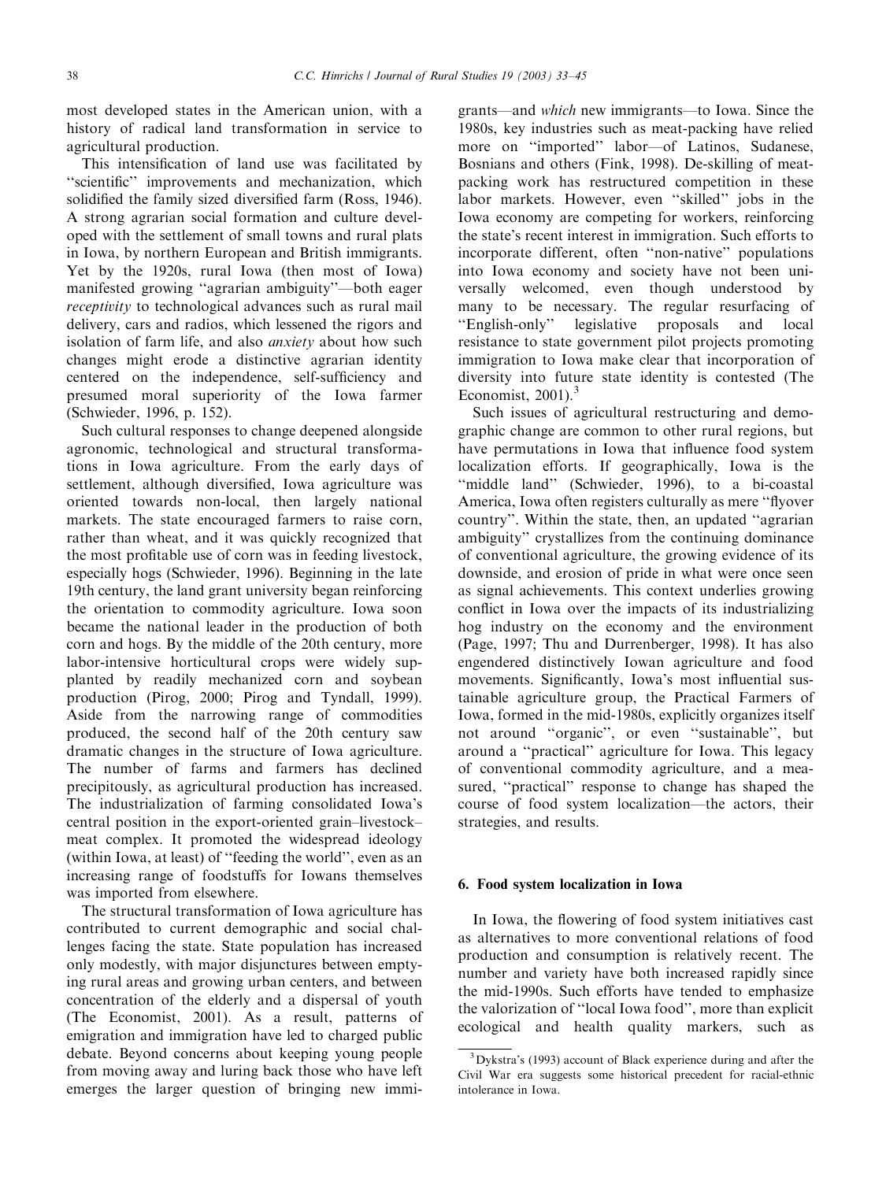most developed states in the American union, with a history of radical land transformation in service to agricultural production.

This intensification of land use was facilitated by "scientific" improvements and mechanization, which solidified the family sized diversified farm (Ross, 1946). A strong agrarian social formation and culture developed with the settlement of small towns and rural plats in Iowa, by northern European and British immigrants. Yet by the 1920s, rural Iowa (then most of Iowa) manifested growing "agrarian ambiguity"—both eager *receptivity* to technological advances such as rural mail delivery, cars and radios, which lessened the rigors and isolation of farm life, and also *anxiety* about how such changes might erode a distinctive agrarian identity centered on the independence, self-sufficiency and presumed moral superiority of the Iowa farmer (Schwieder, 1996, p. 152).

Such cultural responses to change deepened alongside agronomic, technological and structural transformations in Iowa agriculture. From the early days of settlement, although diversified, Iowa agriculture was oriented towards non-local, then largely national markets. The state encouraged farmers to raise corn, rather than wheat, and it was quickly recognized that the most profitable use of corn was in feeding livestock, especially hogs (Schwieder, 1996). Beginning in the late 19th century, the land grant university began reinforcing the orientation to commodity agriculture. Iowa soon became the national leader in the production of both corn and hogs. By the middle of the 20th century, more labor-intensive horticultural crops were widely supplanted by readily mechanized corn and soybean production (Pirog, 2000; Pirog and Tyndall, 1999). Aside from the narrowing range of commodities produced, the second half of the 20th century saw dramatic changes in the structure of Iowa agriculture. The number of farms and farmers has declined precipitously, as agricultural production has increased. The industrialization of farming consolidated Iowa's central position in the export-oriented grain–livestock–meat complex. It promoted the widespread ideology (within Iowa, at least) of "feeding the world", even as an increasing range of foodstuffs for Iowans themselves was imported from elsewhere.

The structural transformation of Iowa agriculture has contributed to current demographic and social challenges facing the state. State population has increased only modestly, with major disjunctures between emptying rural areas and growing urban centers, and between concentration of the elderly and a dispersal of youth (The Economist, 2001). As a result, patterns of emigration and immigration have led to charged public debate. Beyond concerns about keeping young people from moving away and luring back those who have left emerges the larger question of bringing new immigrants—and *which* new immigrants—to Iowa. Since the 1980s, key industries such as meat-packing have relied more on "imported" labor—of Latinos, Sudanese, Bosnians and others (Fink, 1998). De-skilling of meat-packing work has restructured competition in these labor markets. However, even "skilled" jobs in the Iowa economy are competing for workers, reinforcing the state's recent interest in immigration. Such efforts to incorporate different, often "non-native" populations into Iowa economy and society have not been universally welcomed, even though understood by many to be necessary. The regular resurfacing of "English-only" legislative proposals and local resistance to state government pilot projects promoting immigration to Iowa make clear that incorporation of diversity into future state identity is contested (The Economist, 2001).[3]

Such issues of agricultural restructuring and demographic change are common to other rural regions, but have permutations in Iowa that influence food system localization efforts. If geographically, Iowa is the "middle land" (Schwieder, 1996), to a bi-coastal America, Iowa often registers culturally as mere "flyover country". Within the state, then, an updated "agrarian ambiguity" crystallizes from the continuing dominance of conventional agriculture, the growing evidence of its downside, and erosion of pride in what were once seen as signal achievements. This context underlies growing conflict in Iowa over the impacts of its industrializing hog industry on the economy and the environment (Page, 1997; Thu and Durrenberger, 1998). It has also engendered distinctively Iowan agriculture and food movements. Significantly, Iowa's most influential sustainable agriculture group, the Practical Farmers of Iowa, formed in the mid-1980s, explicitly organizes itself not around "organic", or even "sustainable", but around a "practical" agriculture for Iowa. This legacy of conventional commodity agriculture, and a measured, "practical" response to change has shaped the course of food system localization—the actors, their strategies, and results.

## 6. Food system localization in Iowa

In Iowa, the flowering of food system initiatives cast as alternatives to more conventional relations of food production and consumption is relatively recent. The number and variety have both increased rapidly since the mid-1990s. Such efforts have tended to emphasize the valorization of "local Iowa food", more than explicit ecological and health quality markers, such as

[3] Dykstra's (1993) account of Black experience during and after the Civil War era suggests some historical precedent for racial-ethnic intolerance in Iowa.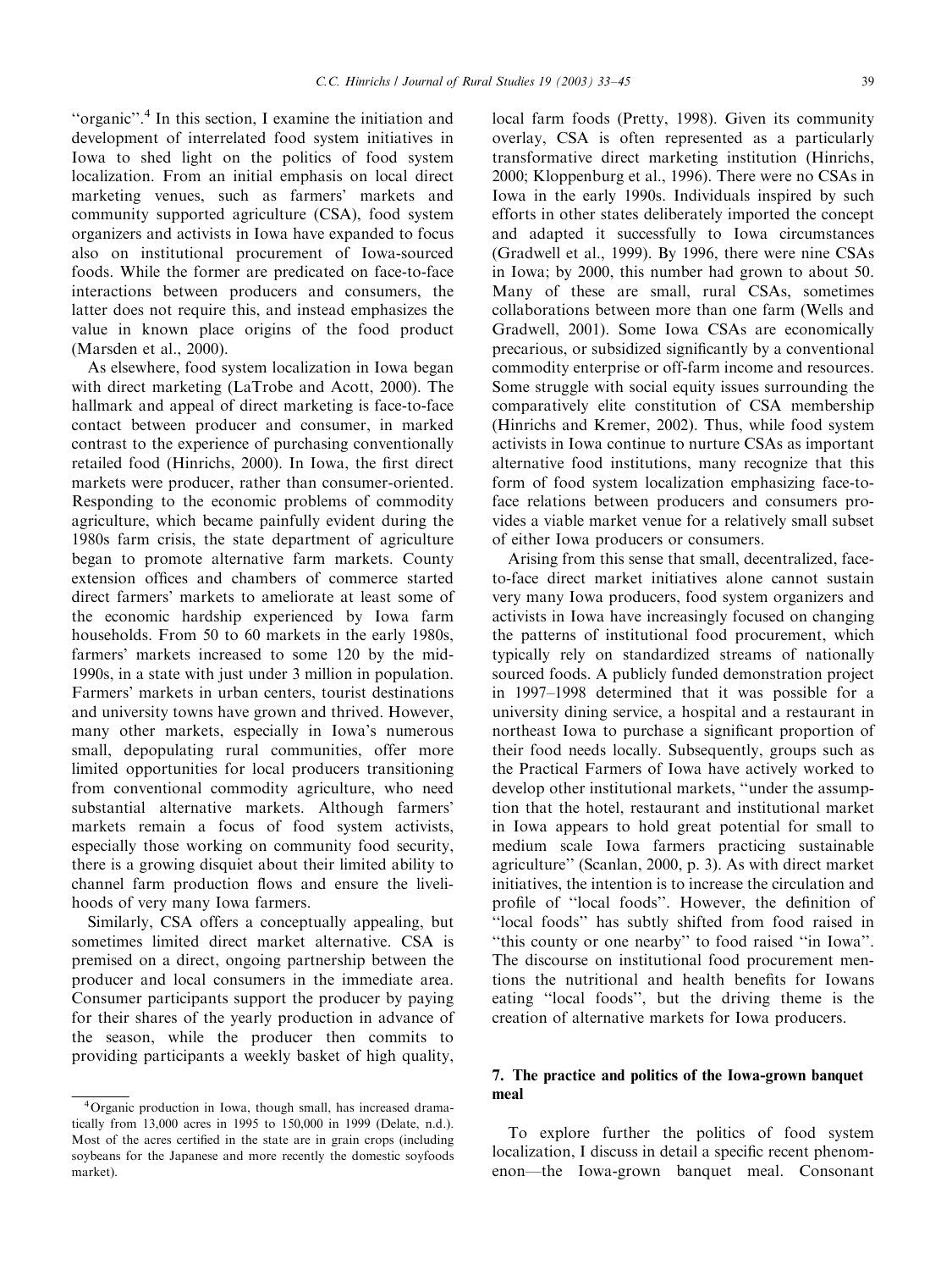"organic".[4] In this section, I examine the initiation and development of interrelated food system initiatives in Iowa to shed light on the politics of food system localization. From an initial emphasis on local direct marketing venues, such as farmers' markets and community supported agriculture (CSA), food system organizers and activists in Iowa have expanded to focus also on institutional procurement of Iowa-sourced foods. While the former are predicated on face-to-face interactions between producers and consumers, the latter does not require this, and instead emphasizes the value in known place origins of the food product (Marsden et al., 2000).

As elsewhere, food system localization in Iowa began with direct marketing (LaTrobe and Acott, 2000). The hallmark and appeal of direct marketing is face-to-face contact between producer and consumer, in marked contrast to the experience of purchasing conventionally retailed food (Hinrichs, 2000). In Iowa, the first direct markets were producer, rather than consumer-oriented. Responding to the economic problems of commodity agriculture, which became painfully evident during the 1980s farm crisis, the state department of agriculture began to promote alternative farm markets. County extension offices and chambers of commerce started direct farmers' markets to ameliorate at least some of the economic hardship experienced by Iowa farm households. From 50 to 60 markets in the early 1980s, farmers' markets increased to some 120 by the mid-1990s, in a state with just under 3 million in population. Farmers' markets in urban centers, tourist destinations and university towns have grown and thrived. However, many other markets, especially in Iowa's numerous small, depopulating rural communities, offer more limited opportunities for local producers transitioning from conventional commodity agriculture, who need substantial alternative markets. Although farmers' markets remain a focus of food system activists, especially those working on community food security, there is a growing disquiet about their limited ability to channel farm production flows and ensure the livelihoods of very many Iowa farmers.

Similarly, CSA offers a conceptually appealing, but sometimes limited direct market alternative. CSA is premised on a direct, ongoing partnership between the producer and local consumers in the immediate area. Consumer participants support the producer by paying for their shares of the yearly production in advance of the season, while the producer then commits to providing participants a weekly basket of high quality, local farm foods (Pretty, 1998). Given its community overlay, CSA is often represented as a particularly transformative direct marketing institution (Hinrichs, 2000; Kloppenburg et al., 1996). There were no CSAs in Iowa in the early 1990s. Individuals inspired by such efforts in other states deliberately imported the concept and adapted it successfully to Iowa circumstances (Gradwell et al., 1999). By 1996, there were nine CSAs in Iowa; by 2000, this number had grown to about 50. Many of these are small, rural CSAs, sometimes collaborations between more than one farm (Wells and Gradwell, 2001). Some Iowa CSAs are economically precarious, or subsidized significantly by a conventional commodity enterprise or off-farm income and resources. Some struggle with social equity issues surrounding the comparatively elite constitution of CSA membership (Hinrichs and Kremer, 2002). Thus, while food system activists in Iowa continue to nurture CSAs as important alternative food institutions, many recognize that this form of food system localization emphasizing face-to-face relations between producers and consumers provides a viable market venue for a relatively small subset of either Iowa producers or consumers.

Arising from this sense that small, decentralized, face-to-face direct market initiatives alone cannot sustain very many Iowa producers, food system organizers and activists in Iowa have increasingly focused on changing the patterns of institutional food procurement, which typically rely on standardized streams of nationally sourced foods. A publicly funded demonstration project in 1997–1998 determined that it was possible for a university dining service, a hospital and a restaurant in northeast Iowa to purchase a significant proportion of their food needs locally. Subsequently, groups such as the Practical Farmers of Iowa have actively worked to develop other institutional markets, "under the assumption that the hotel, restaurant and institutional market in Iowa appears to hold great potential for small to medium scale Iowa farmers practicing sustainable agriculture" (Scanlan, 2000, p. 3). As with direct market initiatives, the intention is to increase the circulation and profile of "local foods". However, the definition of "local foods" has subtly shifted from food raised in "this county or one nearby" to food raised "in Iowa". The discourse on institutional food procurement mentions the nutritional and health benefits for Iowans eating "local foods", but the driving theme is the creation of alternative markets for Iowa producers.

## 7. The practice and politics of the Iowa-grown banquet meal

To explore further the politics of food system localization, I discuss in detail a specific recent phenomenon—the Iowa-grown banquet meal. Consonant

---

[4] Organic production in Iowa, though small, has increased dramatically from 13,000 acres in 1995 to 150,000 in 1999 (Delate, n.d.). Most of the acres certified in the state are in grain crops (including soybeans for the Japanese and more recently the domestic soyfoods market).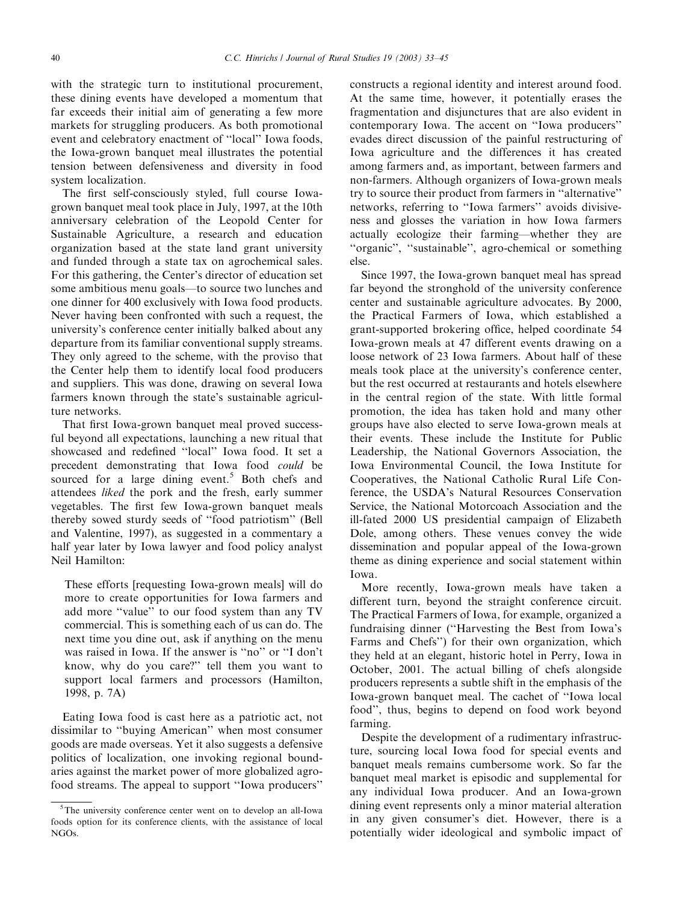with the strategic turn to institutional procurement, these dining events have developed a momentum that far exceeds their initial aim of generating a few more markets for struggling producers. As both promotional event and celebratory enactment of "local" Iowa foods, the Iowa-grown banquet meal illustrates the potential tension between defensiveness and diversity in food system localization.

The first self-consciously styled, full course Iowa-grown banquet meal took place in July, 1997, at the 10th anniversary celebration of the Leopold Center for Sustainable Agriculture, a research and education organization based at the state land grant university and funded through a state tax on agrochemical sales. For this gathering, the Center's director of education set some ambitious menu goals—to source two lunches and one dinner for 400 exclusively with Iowa food products. Never having been confronted with such a request, the university's conference center initially balked about any departure from its familiar conventional supply streams. They only agreed to the scheme, with the proviso that the Center help them to identify local food producers and suppliers. This was done, drawing on several Iowa farmers known through the state's sustainable agriculture networks.

That first Iowa-grown banquet meal proved successful beyond all expectations, launching a new ritual that showcased and redefined "local" Iowa food. It set a precedent demonstrating that Iowa food *could* be sourced for a large dining event.[5] Both chefs and attendees *liked* the pork and the fresh, early summer vegetables. The first few Iowa-grown banquet meals thereby sowed sturdy seeds of "food patriotism" (Bell and Valentine, 1997), as suggested in a commentary a half year later by Iowa lawyer and food policy analyst Neil Hamilton:

> These efforts [requesting Iowa-grown meals] will do more to create opportunities for Iowa farmers and add more "value" to our food system than any TV commercial. This is something each of us can do. The next time you dine out, ask if anything on the menu was raised in Iowa. If the answer is "no" or "I don't know, why do you care?" tell them you want to support local farmers and processors (Hamilton, 1998, p. 7A)

Eating Iowa food is cast here as a patriotic act, not dissimilar to "buying American" when most consumer goods are made overseas. Yet it also suggests a defensive politics of localization, one invoking regional boundaries against the market power of more globalized agro-food streams. The appeal to support "Iowa producers" constructs a regional identity and interest around food. At the same time, however, it potentially erases the fragmentation and disjunctures that are also evident in contemporary Iowa. The accent on "Iowa producers" evades direct discussion of the painful restructuring of Iowa agriculture and the differences it has created among farmers and, as important, between farmers and non-farmers. Although organizers of Iowa-grown meals try to source their product from farmers in "alternative" networks, referring to "Iowa farmers" avoids divisiveness and glosses the variation in how Iowa farmers actually ecologize their farming—whether they are "organic", "sustainable", agro-chemical or something else.

Since 1997, the Iowa-grown banquet meal has spread far beyond the stronghold of the university conference center and sustainable agriculture advocates. By 2000, the Practical Farmers of Iowa, which established a grant-supported brokering office, helped coordinate 54 Iowa-grown meals at 47 different events drawing on a loose network of 23 Iowa farmers. About half of these meals took place at the university's conference center, but the rest occurred at restaurants and hotels elsewhere in the central region of the state. With little formal promotion, the idea has taken hold and many other groups have also elected to serve Iowa-grown meals at their events. These include the Institute for Public Leadership, the National Governors Association, the Iowa Environmental Council, the Iowa Institute for Cooperatives, the National Catholic Rural Life Conference, the USDA's Natural Resources Conservation Service, the National Motorcoach Association and the ill-fated 2000 US presidential campaign of Elizabeth Dole, among others. These venues convey the wide dissemination and popular appeal of the Iowa-grown theme as dining experience and social statement within Iowa.

More recently, Iowa-grown meals have taken a different turn, beyond the straight conference circuit. The Practical Farmers of Iowa, for example, organized a fundraising dinner ("Harvesting the Best from Iowa's Farms and Chefs") for their own organization, which they held at an elegant, historic hotel in Perry, Iowa in October, 2001. The actual billing of chefs alongside producers represents a subtle shift in the emphasis of the Iowa-grown banquet meal. The cachet of "Iowa local food", thus, begins to depend on food work beyond farming.

Despite the development of a rudimentary infrastructure, sourcing local Iowa food for special events and banquet meals remains cumbersome work. So far the banquet meal market is episodic and supplemental for any individual Iowa producer. And an Iowa-grown dining event represents only a minor material alteration in any given consumer's diet. However, there is a potentially wider ideological and symbolic impact of

[5] The university conference center went on to develop an all-Iowa foods option for its conference clients, with the assistance of local NGOs.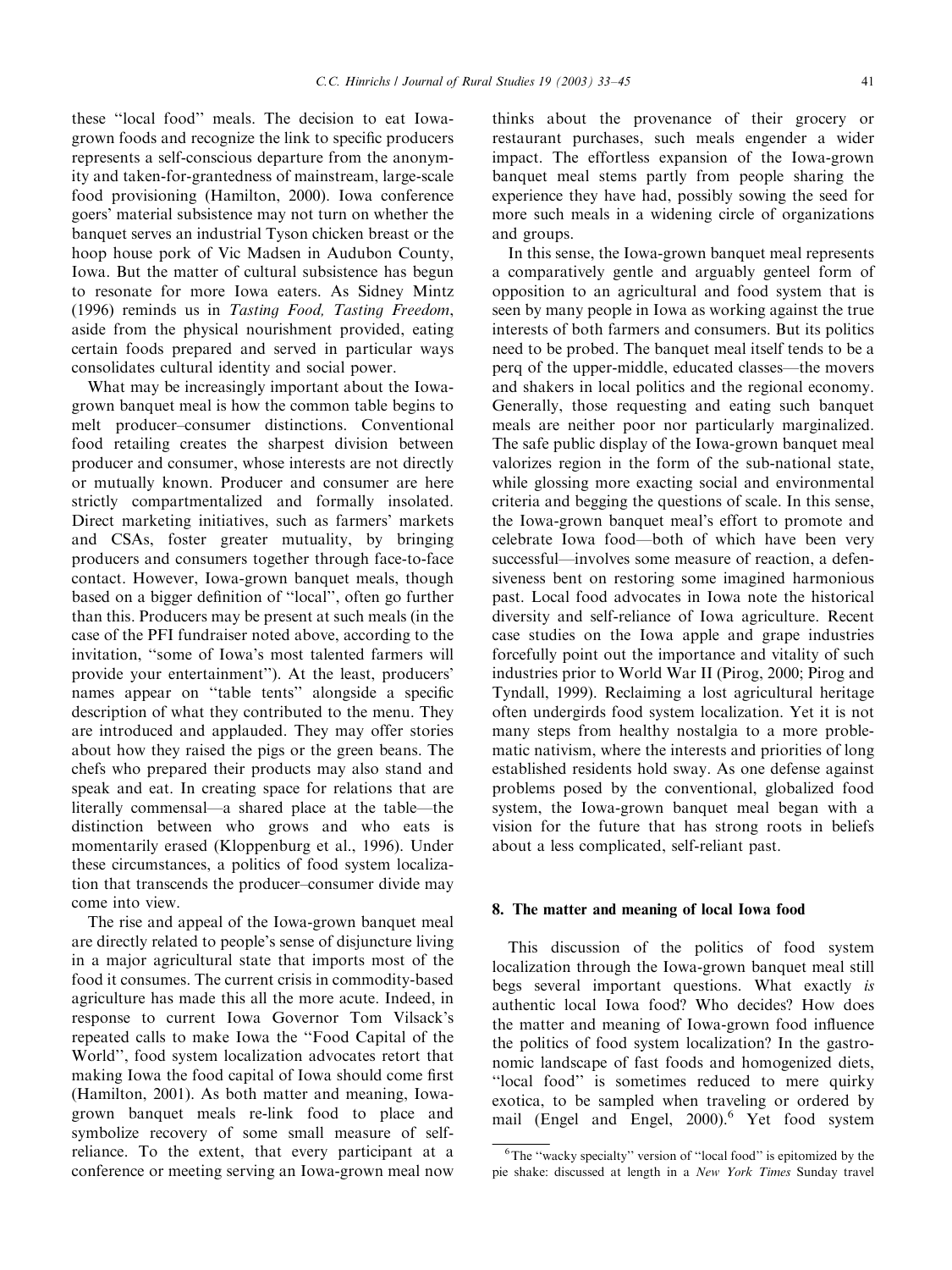these "local food" meals. The decision to eat Iowa-grown foods and recognize the link to specific producers represents a self-conscious departure from the anonymity and taken-for-grantedness of mainstream, large-scale food provisioning (Hamilton, 2000). Iowa conference goers' material subsistence may not turn on whether the banquet serves an industrial Tyson chicken breast or the hoop house pork of Vic Madsen in Audubon County, Iowa. But the matter of cultural subsistence has begun to resonate for more Iowa eaters. As Sidney Mintz (1996) reminds us in *Tasting Food, Tasting Freedom*, aside from the physical nourishment provided, eating certain foods prepared and served in particular ways consolidates cultural identity and social power.

What may be increasingly important about the Iowa-grown banquet meal is how the common table begins to melt producer–consumer distinctions. Conventional food retailing creates the sharpest division between producer and consumer, whose interests are not directly or mutually known. Producer and consumer are here strictly compartmentalized and formally insolated. Direct marketing initiatives, such as farmers' markets and CSAs, foster greater mutuality, by bringing producers and consumers together through face-to-face contact. However, Iowa-grown banquet meals, though based on a bigger definition of "local", often go further than this. Producers may be present at such meals (in the case of the PFI fundraiser noted above, according to the invitation, "some of Iowa's most talented farmers will provide your entertainment"). At the least, producers' names appear on "table tents" alongside a specific description of what they contributed to the menu. They are introduced and applauded. They may offer stories about how they raised the pigs or the green beans. The chefs who prepared their products may also stand and speak and eat. In creating space for relations that are literally commensal—a shared place at the table—the distinction between who grows and who eats is momentarily erased (Kloppenburg et al., 1996). Under these circumstances, a politics of food system localization that transcends the producer–consumer divide may come into view.

The rise and appeal of the Iowa-grown banquet meal are directly related to people's sense of disjuncture living in a major agricultural state that imports most of the food it consumes. The current crisis in commodity-based agriculture has made this all the more acute. Indeed, in response to current Iowa Governor Tom Vilsack's repeated calls to make Iowa the "Food Capital of the World", food system localization advocates retort that making Iowa the food capital of Iowa should come first (Hamilton, 2001). As both matter and meaning, Iowa-grown banquet meals re-link food to place and symbolize recovery of some small measure of self-reliance. To the extent, that every participant at a conference or meeting serving an Iowa-grown meal now thinks about the provenance of their grocery or restaurant purchases, such meals engender a wider impact. The effortless expansion of the Iowa-grown banquet meal stems partly from people sharing the experience they have had, possibly sowing the seed for more such meals in a widening circle of organizations and groups.

In this sense, the Iowa-grown banquet meal represents a comparatively gentle and arguably genteel form of opposition to an agricultural and food system that is seen by many people in Iowa as working against the true interests of both farmers and consumers. But its politics need to be probed. The banquet meal itself tends to be a perq of the upper-middle, educated classes—the movers and shakers in local politics and the regional economy. Generally, those requesting and eating such banquet meals are neither poor nor particularly marginalized. The safe public display of the Iowa-grown banquet meal valorizes region in the form of the sub-national state, while glossing more exacting social and environmental criteria and begging the questions of scale. In this sense, the Iowa-grown banquet meal's effort to promote and celebrate Iowa food—both of which have been very successful—involves some measure of reaction, a defensiveness bent on restoring some imagined harmonious past. Local food advocates in Iowa note the historical diversity and self-reliance of Iowa agriculture. Recent case studies on the Iowa apple and grape industries forcefully point out the importance and vitality of such industries prior to World War II (Pirog, 2000; Pirog and Tyndall, 1999). Reclaiming a lost agricultural heritage often undergirds food system localization. Yet it is not many steps from healthy nostalgia to a more problematic nativism, where the interests and priorities of long established residents hold sway. As one defense against problems posed by the conventional, globalized food system, the Iowa-grown banquet meal began with a vision for the future that has strong roots in beliefs about a less complicated, self-reliant past.

## 8. The matter and meaning of local Iowa food

This discussion of the politics of food system localization through the Iowa-grown banquet meal still begs several important questions. What exactly *is* authentic local Iowa food? Who decides? How does the matter and meaning of Iowa-grown food influence the politics of food system localization? In the gastronomic landscape of fast foods and homogenized diets, "local food" is sometimes reduced to mere quirky exotica, to be sampled when traveling or ordered by mail (Engel and Engel, 2000).[6] Yet food system

[6] The "wacky specialty" version of "local food" is epitomized by the pie shake: discussed at length in a *New York Times* Sunday travel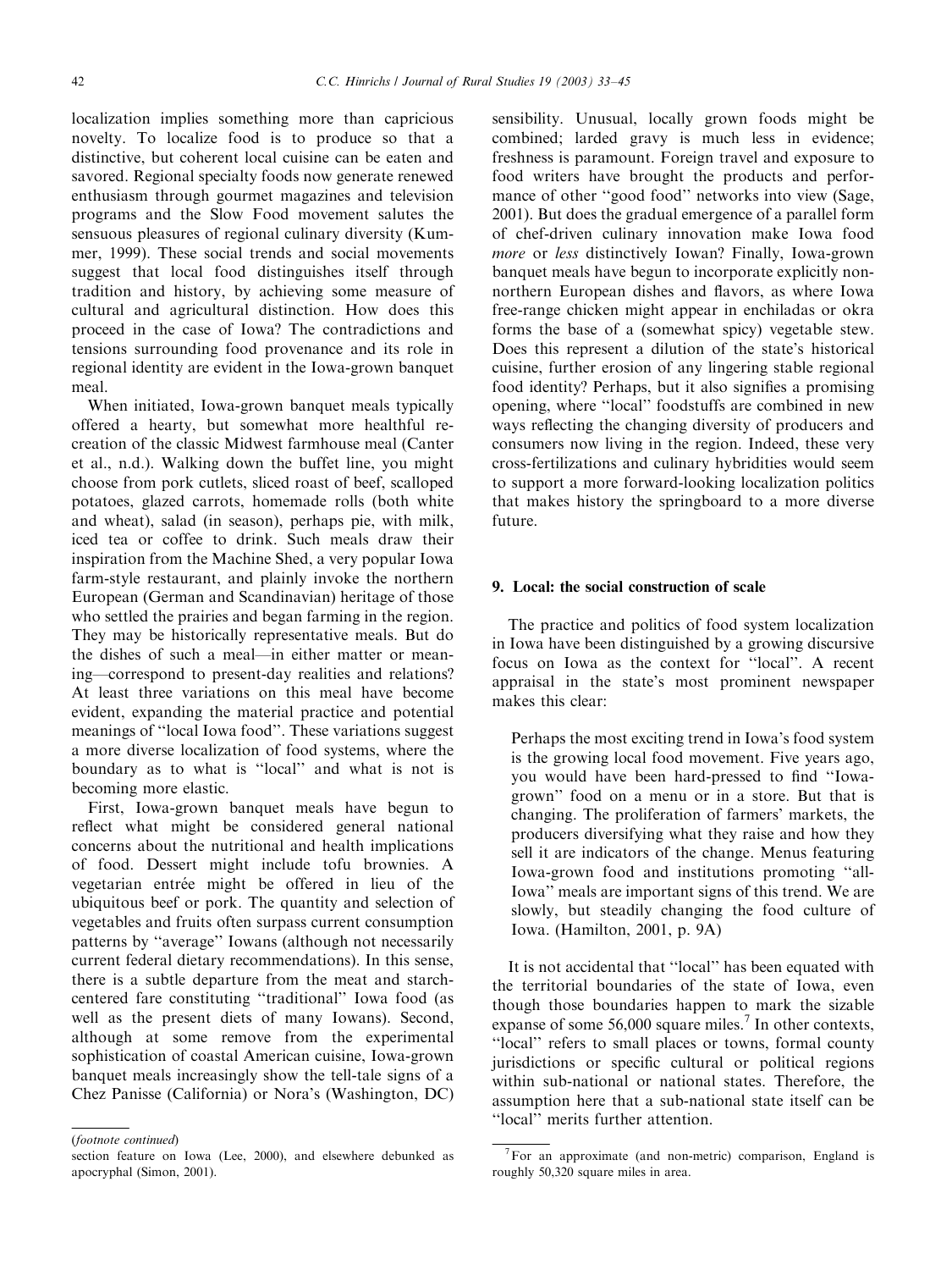localization implies something more than capricious novelty. To localize food is to produce so that a distinctive, but coherent local cuisine can be eaten and savored. Regional specialty foods now generate renewed enthusiasm through gourmet magazines and television programs and the Slow Food movement salutes the sensuous pleasures of regional culinary diversity (Kummer, 1999). These social trends and social movements suggest that local food distinguishes itself through tradition and history, by achieving some measure of cultural and agricultural distinction. How does this proceed in the case of Iowa? The contradictions and tensions surrounding food provenance and its role in regional identity are evident in the Iowa-grown banquet meal.

When initiated, Iowa-grown banquet meals typically offered a hearty, but somewhat more healthful re-creation of the classic Midwest farmhouse meal (Canter et al., n.d.). Walking down the buffet line, you might choose from pork cutlets, sliced roast of beef, scalloped potatoes, glazed carrots, homemade rolls (both white and wheat), salad (in season), perhaps pie, with milk, iced tea or coffee to drink. Such meals draw their inspiration from the Machine Shed, a very popular Iowa farm-style restaurant, and plainly invoke the northern European (German and Scandinavian) heritage of those who settled the prairies and began farming in the region. They may be historically representative meals. But do the dishes of such a meal—in either matter or meaning—correspond to present-day realities and relations? At least three variations on this meal have become evident, expanding the material practice and potential meanings of "local Iowa food". These variations suggest a more diverse localization of food systems, where the boundary as to what is "local" and what is not is becoming more elastic.

First, Iowa-grown banquet meals have begun to reflect what might be considered general national concerns about the nutritional and health implications of food. Dessert might include tofu brownies. A vegetarian entrée might be offered in lieu of the ubiquitous beef or pork. The quantity and selection of vegetables and fruits often surpass current consumption patterns by "average" Iowans (although not necessarily current federal dietary recommendations). In this sense, there is a subtle departure from the meat and starch-centered fare constituting "traditional" Iowa food (as well as the present diets of many Iowans). Second, although at some remove from the experimental sophistication of coastal American cuisine, Iowa-grown banquet meals increasingly show the tell-tale signs of a Chez Panisse (California) or Nora's (Washington, DC) sensibility. Unusual, locally grown foods might be combined; larded gravy is much less in evidence; freshness is paramount. Foreign travel and exposure to food writers have brought the products and performance of other "good food" networks into view (Sage, 2001). But does the gradual emergence of a parallel form of chef-driven culinary innovation make Iowa food *more* or *less* distinctively Iowan? Finally, Iowa-grown banquet meals have begun to incorporate explicitly non-northern European dishes and flavors, as where Iowa free-range chicken might appear in enchiladas or okra forms the base of a (somewhat spicy) vegetable stew. Does this represent a dilution of the state's historical cuisine, further erosion of any lingering stable regional food identity? Perhaps, but it also signifies a promising opening, where "local" foodstuffs are combined in new ways reflecting the changing diversity of producers and consumers now living in the region. Indeed, these very cross-fertilizations and culinary hybridities would seem to support a more forward-looking localization politics that makes history the springboard to a more diverse future.

## 9. Local: the social construction of scale

The practice and politics of food system localization in Iowa have been distinguished by a growing discursive focus on Iowa as the context for "local". A recent appraisal in the state's most prominent newspaper makes this clear:

> Perhaps the most exciting trend in Iowa's food system is the growing local food movement. Five years ago, you would have been hard-pressed to find "Iowa-grown" food on a menu or in a store. But that is changing. The proliferation of farmers' markets, the producers diversifying what they raise and how they sell it are indicators of the change. Menus featuring Iowa-grown food and institutions promoting "all-Iowa" meals are important signs of this trend. We are slowly, but steadily changing the food culture of Iowa. (Hamilton, 2001, p. 9A)

It is not accidental that "local" has been equated with the territorial boundaries of the state of Iowa, even though those boundaries happen to mark the sizable expanse of some 56,000 square miles.[7] In other contexts, "local" refers to small places or towns, formal county jurisdictions or specific cultural or political regions within sub-national or national states. Therefore, the assumption here that a sub-national state itself can be "local" merits further attention.

(*footnote continued*)
section feature on Iowa (Lee, 2000), and elsewhere debunked as apocryphal (Simon, 2001).

[7] For an approximate (and non-metric) comparison, England is roughly 50,320 square miles in area.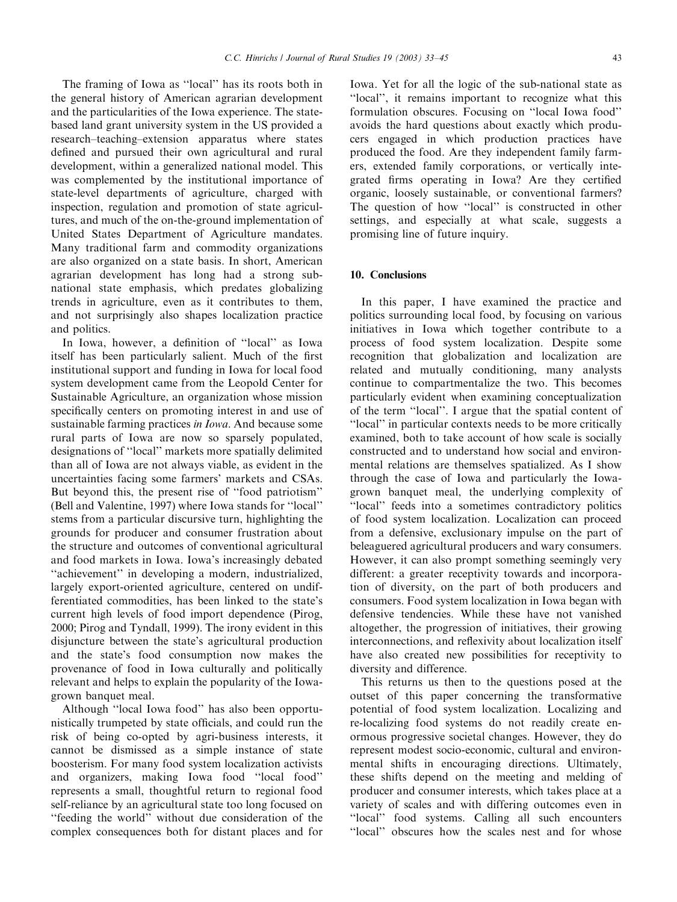The framing of Iowa as "local" has its roots both in the general history of American agrarian development and the particularities of the Iowa experience. The state-based land grant university system in the US provided a research–teaching–extension apparatus where states defined and pursued their own agricultural and rural development, within a generalized national model. This was complemented by the institutional importance of state-level departments of agriculture, charged with inspection, regulation and promotion of state agricultures, and much of the on-the-ground implementation of United States Department of Agriculture mandates. Many traditional farm and commodity organizations are also organized on a state basis. In short, American agrarian development has long had a strong sub-national state emphasis, which predates globalizing trends in agriculture, even as it contributes to them, and not surprisingly also shapes localization practice and politics.

In Iowa, however, a definition of "local" as Iowa itself has been particularly salient. Much of the first institutional support and funding in Iowa for local food system development came from the Leopold Center for Sustainable Agriculture, an organization whose mission specifically centers on promoting interest in and use of sustainable farming practices *in Iowa*. And because some rural parts of Iowa are now so sparsely populated, designations of "local" markets more spatially delimited than all of Iowa are not always viable, as evident in the uncertainties facing some farmers' markets and CSAs. But beyond this, the present rise of "food patriotism" (Bell and Valentine, 1997) where Iowa stands for "local" stems from a particular discursive turn, highlighting the grounds for producer and consumer frustration about the structure and outcomes of conventional agricultural and food markets in Iowa. Iowa's increasingly debated "achievement" in developing a modern, industrialized, largely export-oriented agriculture, centered on undifferentiated commodities, has been linked to the state's current high levels of food import dependence (Pirog, 2000; Pirog and Tyndall, 1999). The irony evident in this disjuncture between the state's agricultural production and the state's food consumption now makes the provenance of food in Iowa culturally and politically relevant and helps to explain the popularity of the Iowa-grown banquet meal.

Although "local Iowa food" has also been opportunistically trumpeted by state officials, and could run the risk of being co-opted by agri-business interests, it cannot be dismissed as a simple instance of state boosterism. For many food system localization activists and organizers, making Iowa food "local food" represents a small, thoughtful return to regional food self-reliance by an agricultural state too long focused on "feeding the world" without due consideration of the complex consequences both for distant places and for Iowa. Yet for all the logic of the sub-national state as "local", it remains important to recognize what this formulation obscures. Focusing on "local Iowa food" avoids the hard questions about exactly which producers engaged in which production practices have produced the food. Are they independent family farmers, extended family corporations, or vertically integrated firms operating in Iowa? Are they certified organic, loosely sustainable, or conventional farmers? The question of how "local" is constructed in other settings, and especially at what scale, suggests a promising line of future inquiry.

## 10. Conclusions

In this paper, I have examined the practice and politics surrounding local food, by focusing on various initiatives in Iowa which together contribute to a process of food system localization. Despite some recognition that globalization and localization are related and mutually conditioning, many analysts continue to compartmentalize the two. This becomes particularly evident when examining conceptualization of the term "local". I argue that the spatial content of "local" in particular contexts needs to be more critically examined, both to take account of how scale is socially constructed and to understand how social and environmental relations are themselves spatialized. As I show through the case of Iowa and particularly the Iowa-grown banquet meal, the underlying complexity of "local" feeds into a sometimes contradictory politics of food system localization. Localization can proceed from a defensive, exclusionary impulse on the part of beleaguered agricultural producers and wary consumers. However, it can also prompt something seemingly very different: a greater receptivity towards and incorporation of diversity, on the part of both producers and consumers. Food system localization in Iowa began with defensive tendencies. While these have not vanished altogether, the progression of initiatives, their growing interconnections, and reflexivity about localization itself have also created new possibilities for receptivity to diversity and difference.

This returns us then to the questions posed at the outset of this paper concerning the transformative potential of food system localization. Localizing and re-localizing food systems do not readily create enormous progressive societal changes. However, they do represent modest socio-economic, cultural and environmental shifts in encouraging directions. Ultimately, these shifts depend on the meeting and melding of producer and consumer interests, which takes place at a variety of scales and with differing outcomes even in "local" food systems. Calling all such encounters "local" obscures how the scales nest and for whose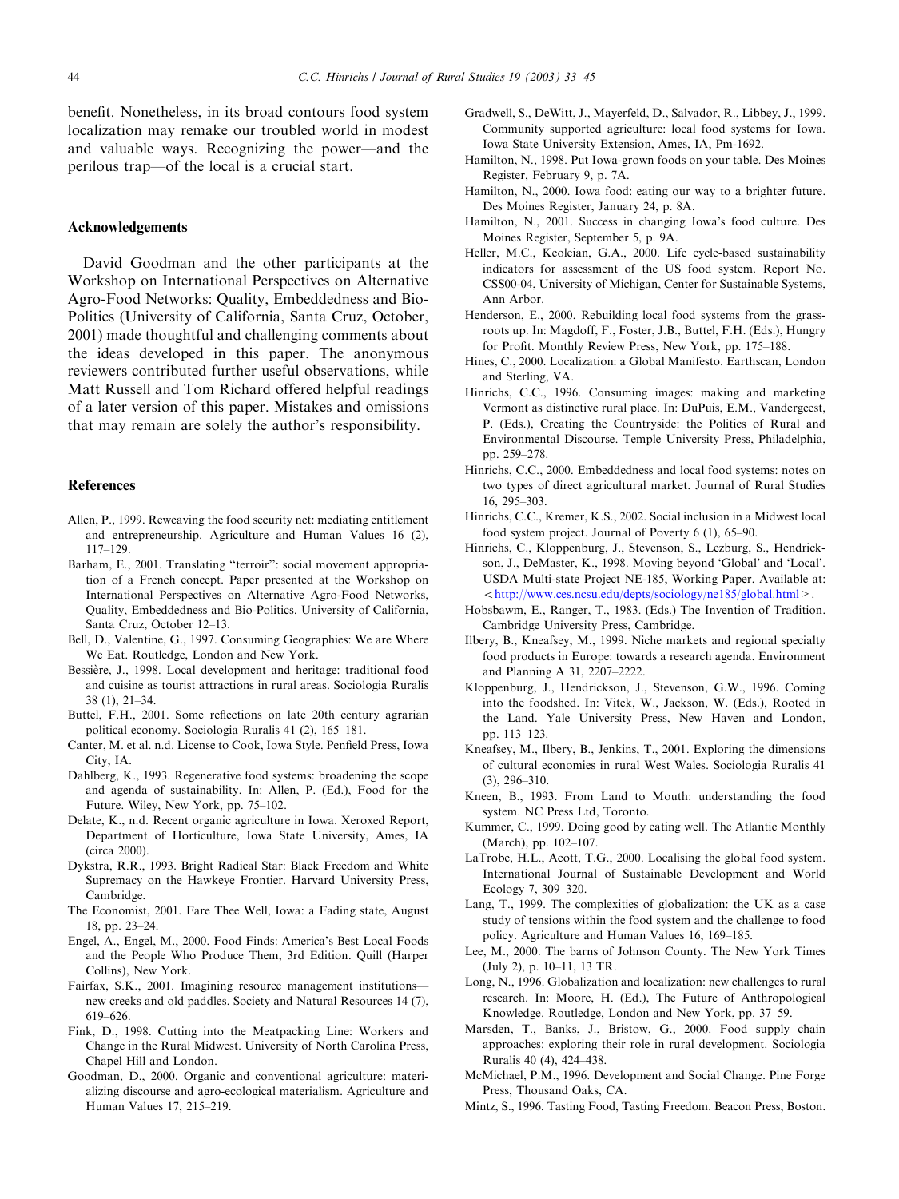benefit. Nonetheless, in its broad contours food system localization may remake our troubled world in modest and valuable ways. Recognizing the power—and the perilous trap—of the local is a crucial start.

## Acknowledgements

David Goodman and the other participants at the Workshop on International Perspectives on Alternative Agro-Food Networks: Quality, Embeddedness and Bio-Politics (University of California, Santa Cruz, October, 2001) made thoughtful and challenging comments about the ideas developed in this paper. The anonymous reviewers contributed further useful observations, while Matt Russell and Tom Richard offered helpful readings of a later version of this paper. Mistakes and omissions that may remain are solely the author's responsibility.

## References

Allen, P., 1999. Reweaving the food security net: mediating entitlement and entrepreneurship. Agriculture and Human Values 16 (2), 117–129.

Barham, E., 2001. Translating "terroir": social movement appropriation of a French concept. Paper presented at the Workshop on International Perspectives on Alternative Agro-Food Networks, Quality, Embeddedness and Bio-Politics. University of California, Santa Cruz, October 12–13.

Bell, D., Valentine, G., 1997. Consuming Geographies: We are Where We Eat. Routledge, London and New York.

Bessière, J., 1998. Local development and heritage: traditional food and cuisine as tourist attractions in rural areas. Sociologia Ruralis 38 (1), 21–34.

Buttel, F.H., 2001. Some reflections on late 20th century agrarian political economy. Sociologia Ruralis 41 (2), 165–181.

Canter, M. et al. n.d. License to Cook, Iowa Style. Penfield Press, Iowa City, IA.

Dahlberg, K., 1993. Regenerative food systems: broadening the scope and agenda of sustainability. In: Allen, P. (Ed.), Food for the Future. Wiley, New York, pp. 75–102.

Delate, K., n.d. Recent organic agriculture in Iowa. Xeroxed Report, Department of Horticulture, Iowa State University, Ames, IA (circa 2000).

Dykstra, R.R., 1993. Bright Radical Star: Black Freedom and White Supremacy on the Hawkeye Frontier. Harvard University Press, Cambridge.

The Economist, 2001. Fare Thee Well, Iowa: a Fading state, August 18, pp. 23–24.

Engel, A., Engel, M., 2000. Food Finds: America's Best Local Foods and the People Who Produce Them, 3rd Edition. Quill (Harper Collins), New York.

Fairfax, S.K., 2001. Imagining resource management institutions—new creeks and old paddles. Society and Natural Resources 14 (7), 619–626.

Fink, D., 1998. Cutting into the Meatpacking Line: Workers and Change in the Rural Midwest. University of North Carolina Press, Chapel Hill and London.

Goodman, D., 2000. Organic and conventional agriculture: materializing discourse and agro-ecological materialism. Agriculture and Human Values 17, 215–219.

Gradwell, S., DeWitt, J., Mayerfeld, D., Salvador, R., Libbey, J., 1999. Community supported agriculture: local food systems for Iowa. Iowa State University Extension, Ames, IA, Pm-1692.

Hamilton, N., 1998. Put Iowa-grown foods on your table. Des Moines Register, February 9, p. 7A.

Hamilton, N., 2000. Iowa food: eating our way to a brighter future. Des Moines Register, January 24, p. 8A.

Hamilton, N., 2001. Success in changing Iowa's food culture. Des Moines Register, September 5, p. 9A.

Heller, M.C., Keoleian, G.A., 2000. Life cycle-based sustainability indicators for assessment of the US food system. Report No. CSS00-04, University of Michigan, Center for Sustainable Systems, Ann Arbor.

Henderson, E., 2000. Rebuilding local food systems from the grassroots up. In: Magdoff, F., Foster, J.B., Buttel, F.H. (Eds.), Hungry for Profit. Monthly Review Press, New York, pp. 175–188.

Hines, C., 2000. Localization: a Global Manifesto. Earthscan, London and Sterling, VA.

Hinrichs, C.C., 1996. Consuming images: making and marketing Vermont as distinctive rural place. In: DuPuis, E.M., Vandergeest, P. (Eds.), Creating the Countryside: the Politics of Rural and Environmental Discourse. Temple University Press, Philadelphia, pp. 259–278.

Hinrichs, C.C., 2000. Embeddedness and local food systems: notes on two types of direct agricultural market. Journal of Rural Studies 16, 295–303.

Hinrichs, C.C., Kremer, K.S., 2002. Social inclusion in a Midwest local food system project. Journal of Poverty 6 (1), 65–90.

Hinrichs, C., Kloppenburg, J., Stevenson, S., Lezburg, S., Hendrickson, J., DeMaster, K., 1998. Moving beyond 'Global' and 'Local'. USDA Multi-state Project NE-185, Working Paper. Available at: <http://www.ces.ncsu.edu/depts/sociology/ne185/global.html>.

Hobsbawm, E., Ranger, T., 1983. (Eds.) The Invention of Tradition. Cambridge University Press, Cambridge.

Ilbery, B., Kneafsey, M., 1999. Niche markets and regional specialty food products in Europe: towards a research agenda. Environment and Planning A 31, 2207–2222.

Kloppenburg, J., Hendrickson, J., Stevenson, G.W., 1996. Coming into the foodshed. In: Vitek, W., Jackson, W. (Eds.), Rooted in the Land. Yale University Press, New Haven and London, pp. 113–123.

Kneafsey, M., Ilbery, B., Jenkins, T., 2001. Exploring the dimensions of cultural economies in rural West Wales. Sociologia Ruralis 41 (3), 296–310.

Kneen, B., 1993. From Land to Mouth: understanding the food system. NC Press Ltd, Toronto.

Kummer, C., 1999. Doing good by eating well. The Atlantic Monthly (March), pp. 102–107.

LaTrobe, H.L., Acott, T.G., 2000. Localising the global food system. International Journal of Sustainable Development and World Ecology 7, 309–320.

Lang, T., 1999. The complexities of globalization: the UK as a case study of tensions within the food system and the challenge to food policy. Agriculture and Human Values 16, 169–185.

Lee, M., 2000. The barns of Johnson County. The New York Times (July 2), p. 10–11, 13 TR.

Long, N., 1996. Globalization and localization: new challenges to rural research. In: Moore, H. (Ed.), The Future of Anthropological Knowledge. Routledge, London and New York, pp. 37–59.

Marsden, T., Banks, J., Bristow, G., 2000. Food supply chain approaches: exploring their role in rural development. Sociologia Ruralis 40 (4), 424–438.

McMichael, P.M., 1996. Development and Social Change. Pine Forge Press, Thousand Oaks, CA.

Mintz, S., 1996. Tasting Food, Tasting Freedom. Beacon Press, Boston.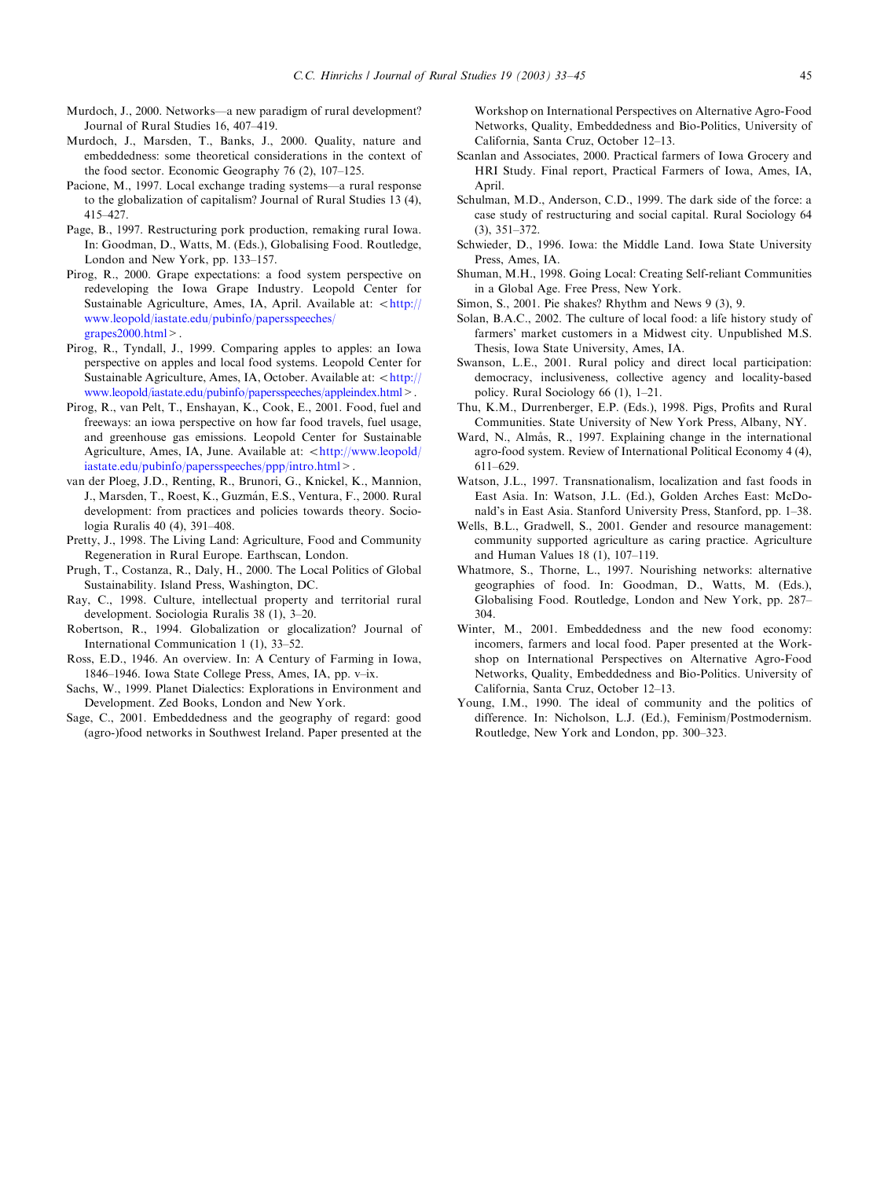Murdoch, J., 2000. Networks—a new paradigm of rural development? Journal of Rural Studies 16, 407–419.

Murdoch, J., Marsden, T., Banks, J., 2000. Quality, nature and embeddedness: some theoretical considerations in the context of the food sector. Economic Geography 76 (2), 107–125.

Pacione, M., 1997. Local exchange trading systems—a rural response to the globalization of capitalism? Journal of Rural Studies 13 (4), 415–427.

Page, B., 1997. Restructuring pork production, remaking rural Iowa. In: Goodman, D., Watts, M. (Eds.), Globalising Food. Routledge, London and New York, pp. 133–157.

Pirog, R., 2000. Grape expectations: a food system perspective on redeveloping the Iowa Grape Industry. Leopold Center for Sustainable Agriculture, Ames, IA, April. Available at: <http://www.leopold/iastate.edu/pubinfo/papersspeeches/grapes2000.html>.

Pirog, R., Tyndall, J., 1999. Comparing apples to apples: an Iowa perspective on apples and local food systems. Leopold Center for Sustainable Agriculture, Ames, IA, October. Available at: <http://www.leopold/iastate.edu/pubinfo/papersspeeches/appleindex.html>.

Pirog, R., van Pelt, T., Enshayan, K., Cook, E., 2001. Food, fuel and freeways: an iowa perspective on how far food travels, fuel usage, and greenhouse gas emissions. Leopold Center for Sustainable Agriculture, Ames, IA, June. Available at: <http://www.leopold/iastate.edu/pubinfo/papersspeeches/ppp/intro.html>.

van der Ploeg, J.D., Renting, R., Brunori, G., Knickel, K., Mannion, J., Marsden, T., Roest, K., Guzmán, E.S., Ventura, F., 2000. Rural development: from practices and policies towards theory. Sociologia Ruralis 40 (4), 391–408.

Pretty, J., 1998. The Living Land: Agriculture, Food and Community Regeneration in Rural Europe. Earthscan, London.

Prugh, T., Costanza, R., Daly, H., 2000. The Local Politics of Global Sustainability. Island Press, Washington, DC.

Ray, C., 1998. Culture, intellectual property and territorial rural development. Sociologia Ruralis 38 (1), 3–20.

Robertson, R., 1994. Globalization or glocalization? Journal of International Communication 1 (1), 33–52.

Ross, E.D., 1946. An overview. In: A Century of Farming in Iowa, 1846–1946. Iowa State College Press, Ames, IA, pp. v–ix.

Sachs, W., 1999. Planet Dialectics: Explorations in Environment and Development. Zed Books, London and New York.

Sage, C., 2001. Embeddedness and the geography of regard: good (agro-)food networks in Southwest Ireland. Paper presented at the Workshop on International Perspectives on Alternative Agro-Food Networks, Quality, Embeddedness and Bio-Politics, University of California, Santa Cruz, October 12–13.

Scanlan and Associates, 2000. Practical farmers of Iowa Grocery and HRI Study. Final report, Practical Farmers of Iowa, Ames, IA, April.

Schulman, M.D., Anderson, C.D., 1999. The dark side of the force: a case study of restructuring and social capital. Rural Sociology 64 (3), 351–372.

Schwieder, D., 1996. Iowa: the Middle Land. Iowa State University Press, Ames, IA.

Shuman, M.H., 1998. Going Local: Creating Self-reliant Communities in a Global Age. Free Press, New York.

Simon, S., 2001. Pie shakes? Rhythm and News 9 (3), 9.

Solan, B.A.C., 2002. The culture of local food: a life history study of farmers' market customers in a Midwest city. Unpublished M.S. Thesis, Iowa State University, Ames, IA.

Swanson, L.E., 2001. Rural policy and direct local participation: democracy, inclusiveness, collective agency and locality-based policy. Rural Sociology 66 (1), 1–21.

Thu, K.M., Durrenberger, E.P. (Eds.), 1998. Pigs, Profits and Rural Communities. State University of New York Press, Albany, NY.

Ward, N., Almås, R., 1997. Explaining change in the international agro-food system. Review of International Political Economy 4 (4), 611–629.

Watson, J.L., 1997. Transnationalism, localization and fast foods in East Asia. In: Watson, J.L. (Ed.), Golden Arches East: McDonald's in East Asia. Stanford University Press, Stanford, pp. 1–38.

Wells, B.L., Gradwell, S., 2001. Gender and resource management: community supported agriculture as caring practice. Agriculture and Human Values 18 (1), 107–119.

Whatmore, S., Thorne, L., 1997. Nourishing networks: alternative geographies of food. In: Goodman, D., Watts, M. (Eds.), Globalising Food. Routledge, London and New York, pp. 287–304.

Winter, M., 2001. Embeddedness and the new food economy: incomers, farmers and local food. Paper presented at the Workshop on International Perspectives on Alternative Agro-Food Networks, Quality, Embeddedness and Bio-Politics. University of California, Santa Cruz, October 12–13.

Young, I.M., 1990. The ideal of community and the politics of difference. In: Nicholson, L.J. (Ed.), Feminism/Postmodernism. Routledge, New York and London, pp. 300–323.